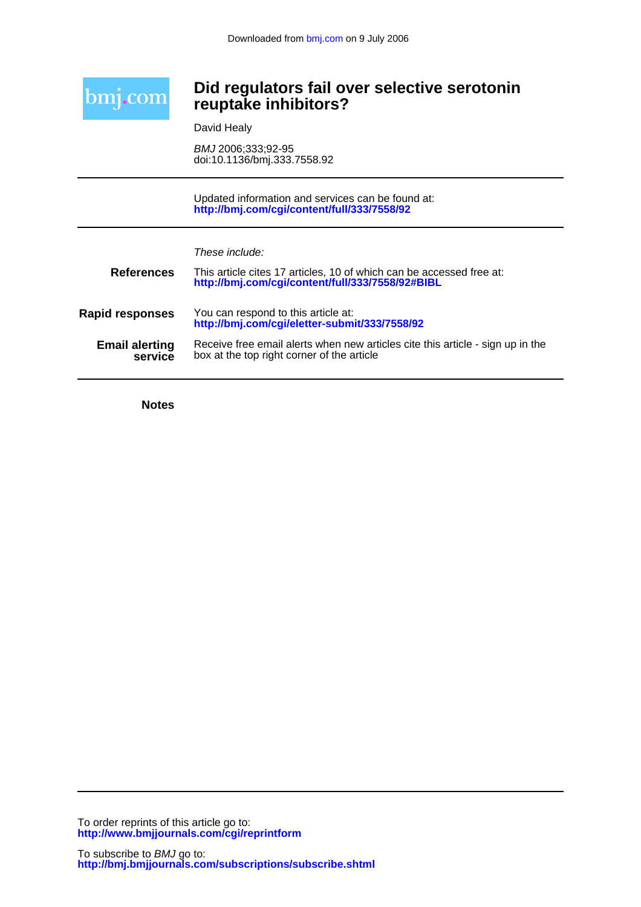Downloaded from bmj.com on 9 July 2006

bmj.com

# Did regulators fail over selective serotonin reuptake inhibitors?

David Healy

*BMJ* 2006;333;92-95
doi:10.1136/bmj.333.7558.92

Updated information and services can be found at:
**http://bmj.com/cgi/content/full/333/7558/92**

*These include:*

**References**
This article cites 17 articles, 10 of which can be accessed free at:
**http://bmj.com/cgi/content/full/333/7558/92#BIBL**

**Rapid responses**
You can respond to this article at:
**http://bmj.com/cgi/eletter-submit/333/7558/92**

**Email alerting service**
Receive free email alerts when new articles cite this article - sign up in the box at the top right corner of the article

**Notes**

To order reprints of this article go to:
**http://www.bmjjournals.com/cgi/reprintform**

To subscribe to *BMJ* go to:
**http://bmj.bmjjournals.com/subscriptions/subscribe.shtml**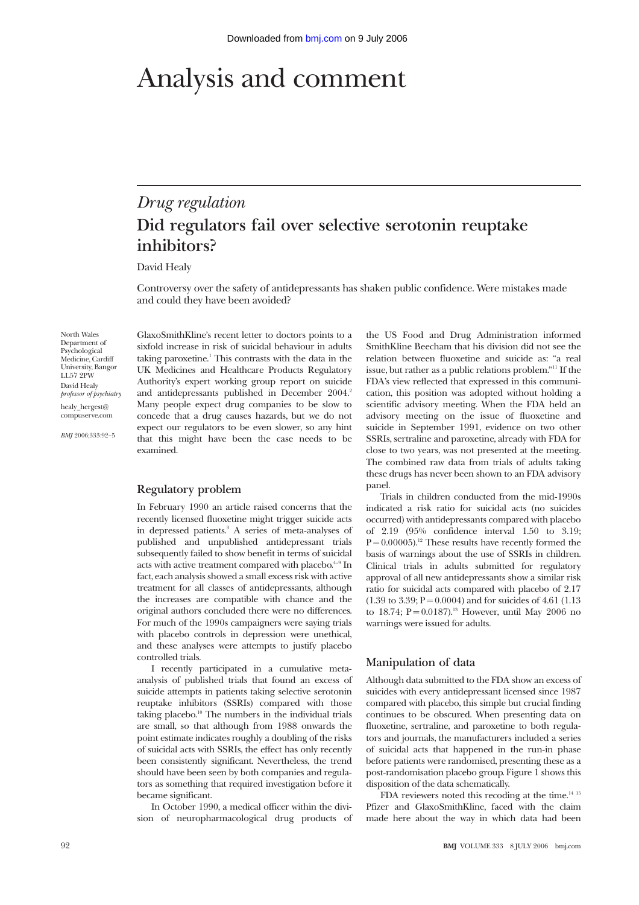# Analysis and comment

## *Drug regulation*

## Did regulators fail over selective serotonin reuptake inhibitors?

David Healy

Controversy over the safety of antidepressants has shaken public confidence. Were mistakes made and could they have been avoided?

North Wales Department of Psychological Medicine, Cardiff University, Bangor LL57 2PW

David Healy *professor of psychiatry*

healy_hergest@compuserve.com

*BMJ* 2006;333:92–5

GlaxoSmithKline's recent letter to doctors points to a sixfold increase in risk of suicidal behaviour in adults taking paroxetine.[1] This contrasts with the data in the UK Medicines and Healthcare Products Regulatory Authority's expert working group report on suicide and antidepressants published in December 2004.[2] Many people expect drug companies to be slow to concede that a drug causes hazards, but we do not expect our regulators to be even slower, so any hint that this might have been the case needs to be examined.

### Regulatory problem

In February 1990 an article raised concerns that the recently licensed fluoxetine might trigger suicide acts in depressed patients.[3] A series of meta-analyses of published and unpublished antidepressant trials subsequently failed to show benefit in terms of suicidal acts with active treatment compared with placebo.[4-9] In fact, each analysis showed a small excess risk with active treatment for all classes of antidepressants, although the increases are compatible with chance and the original authors concluded there were no differences. For much of the 1990s campaigners were saying trials with placebo controls in depression were unethical, and these analyses were attempts to justify placebo controlled trials.

I recently participated in a cumulative meta-analysis of published trials that found an excess of suicide attempts in patients taking selective serotonin reuptake inhibitors (SSRIs) compared with those taking placebo.[10] The numbers in the individual trials are small, so that although from 1988 onwards the point estimate indicates roughly a doubling of the risks of suicidal acts with SSRIs, the effect has only recently been consistently significant. Nevertheless, the trend should have been seen by both companies and regulators as something that required investigation before it became significant.

In October 1990, a medical officer within the division of neuropharmacological drug products of the US Food and Drug Administration informed SmithKline Beecham that his division did not see the relation between fluoxetine and suicide as: "a real issue, but rather as a public relations problem."[11] If the FDA's view reflected that expressed in this communication, this position was adopted without holding a scientific advisory meeting. When the FDA held an advisory meeting on the issue of fluoxetine and suicide in September 1991, evidence on two other SSRIs, sertraline and paroxetine, already with FDA for close to two years, was not presented at the meeting. The combined raw data from trials of adults taking these drugs has never been shown to an FDA advisory panel.

Trials in children conducted from the mid-1990s indicated a risk ratio for suicidal acts (no suicides occurred) with antidepressants compared with placebo of 2.19 (95% confidence interval 1.50 to 3.19; $P = 0.00005$).[12] These results have recently formed the basis of warnings about the use of SSRIs in children. Clinical trials in adults submitted for regulatory approval of all new antidepressants show a similar risk ratio for suicidal acts compared with placebo of 2.17 (1.39 to 3.39; $P = 0.0004$) and for suicides of 4.61 (1.13 to 18.74; $P = 0.0187$).[13] However, until May 2006 no warnings were issued for adults.

### Manipulation of data

Although data submitted to the FDA show an excess of suicides with every antidepressant licensed since 1987 compared with placebo, this simple but crucial finding continues to be obscured. When presenting data on fluoxetine, sertraline, and paroxetine to both regulators and journals, the manufacturers included a series of suicidal acts that happened in the run-in phase before patients were randomised, presenting these as a post-randomisation placebo group. Figure 1 shows this disposition of the data schematically.

FDA reviewers noted this recoding at the time.[14 15] Pfizer and GlaxoSmithKline, faced with the claim made here about the way in which data had been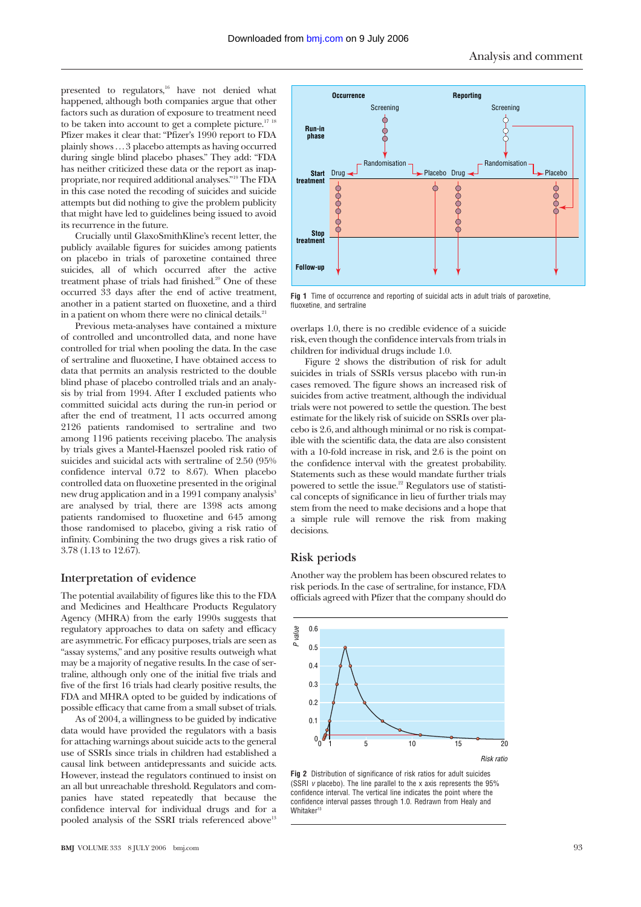presented to regulators,[16] have not denied what happened, although both companies argue that other factors such as duration of exposure to treatment need to be taken into account to get a complete picture.[17 18] Pfizer makes it clear that: "Pfizer's 1990 report to FDA plainly shows . . . 3 placebo attempts as having occurred during single blind placebo phases." They add: "FDA has neither criticized these data or the report as inappropriate, nor required additional analyses."[19] The FDA in this case noted the recoding of suicides and suicide attempts but did nothing to give the problem publicity that might have led to guidelines being issued to avoid its recurrence in the future.

Crucially until GlaxoSmithKline's recent letter, the publicly available figures for suicides among patients on placebo in trials of paroxetine contained three suicides, all of which occurred after the active treatment phase of trials had finished.[20] One of these occurred 33 days after the end of active treatment, another in a patient started on fluoxetine, and a third in a patient on whom there were no clinical details.[21]

Previous meta-analyses have contained a mixture of controlled and uncontrolled data, and none have controlled for trial when pooling the data. In the case of sertraline and fluoxetine, I have obtained access to data that permits an analysis restricted to the double blind phase of placebo controlled trials and an analysis by trial from 1994. After I excluded patients who committed suicidal acts during the run-in period or after the end of treatment, 11 acts occurred among 2126 patients randomised to sertraline and two among 1196 patients receiving placebo. The analysis by trials gives a Mantel-Haenszel pooled risk ratio of suicides and suicidal acts with sertraline of 2.50 (95% confidence interval 0.72 to 8.67). When placebo controlled data on fluoxetine presented in the original new drug application and in a 1991 company analysis[3] are analysed by trial, there are 1398 acts among patients randomised to fluoxetine and 645 among those randomised to placebo, giving a risk ratio of infinity. Combining the two drugs gives a risk ratio of 3.78 (1.13 to 12.67).

## Interpretation of evidence

The potential availability of figures like this to the FDA and Medicines and Healthcare Products Regulatory Agency (MHRA) from the early 1990s suggests that regulatory approaches to data on safety and efficacy are asymmetric. For efficacy purposes, trials are seen as "assay systems," and any positive results outweigh what may be a majority of negative results. In the case of sertraline, although only one of the initial five trials and five of the first 16 trials had clearly positive results, the FDA and MHRA opted to be guided by indications of possible efficacy that came from a small subset of trials.

As of 2004, a willingness to be guided by indicative data would have provided the regulators with a basis for attaching warnings about suicide acts to the general use of SSRIs since trials in children had established a causal link between antidepressants and suicide acts. However, instead the regulators continued to insist on an all but unreachable threshold. Regulators and companies have stated repeatedly that because the confidence interval for individual drugs and for a pooled analysis of the SSRI trials referenced above[13] overlaps 1.0, there is no credible evidence of a suicide risk, even though the confidence intervals from trials in children for individual drugs include 1.0.

Figure 2 shows the distribution of risk for adult suicides in trials of SSRIs versus placebo with run-in cases removed. The figure shows an increased risk of suicides from active treatment, although the individual trials were not powered to settle the question. The best estimate for the likely risk of suicide on SSRIs over placebo is 2.6, and although minimal or no risk is compatible with the scientific data, the data are also consistent with a 10-fold increase in risk, and 2.6 is the point on the confidence interval with the greatest probability. Statements such as these would mandate further trials powered to settle the issue.[22] Regulators use of statistical concepts of significance in lieu of further trials may stem from the need to make decisions and a hope that a simple rule will remove the risk from making decisions.

Fig 1 Time of occurrence and reporting of suicidal acts in adult trials of paroxetine, fluoxetine, and sertraline

## Risk periods

Another way the problem has been obscured relates to risk periods. In the case of sertraline, for instance, FDA officials agreed with Pfizer that the company should do

Fig 2 Distribution of significance of risk ratios for adult suicides (SSRI *v* placebo). The line parallel to the x axis represents the 95% confidence interval. The vertical line indicates the point where the confidence interval passes through 1.0. Redrawn from Healy and Whitaker[13]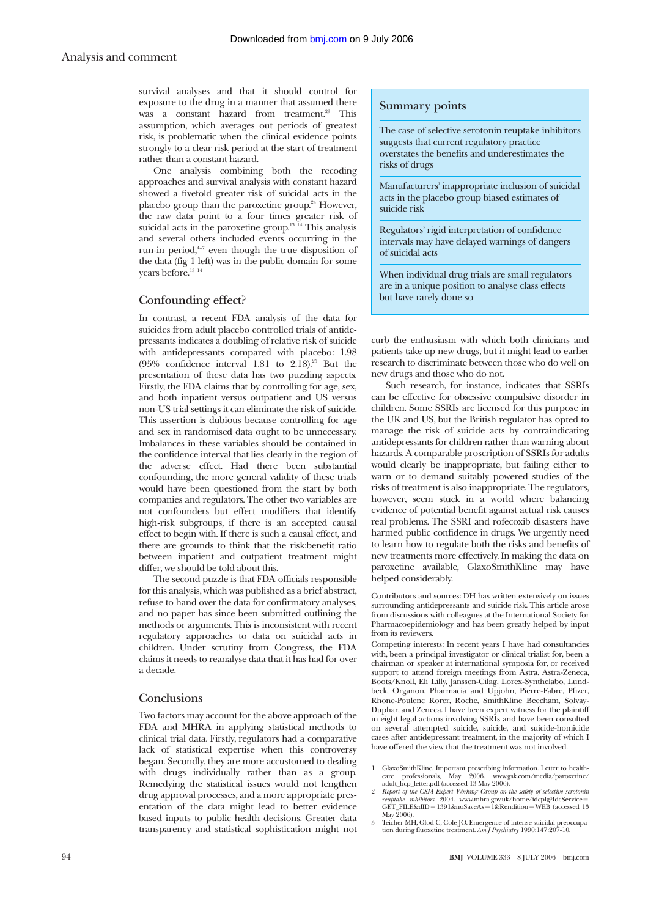survival analyses and that it should control for exposure to the drug in a manner that assumed there was a constant hazard from treatment.[23] This assumption, which averages out periods of greatest risk, is problematic when the clinical evidence points strongly to a clear risk period at the start of treatment rather than a constant hazard.

One analysis combining both the recoding approaches and survival analysis with constant hazard showed a fivefold greater risk of suicidal acts in the placebo group than the paroxetine group.[24] However, the raw data point to a four times greater risk of suicidal acts in the paroxetine group.[13 14] This analysis and several others included events occurring in the run-in period,[4-7] even though the true disposition of the data (fig 1 left) was in the public domain for some years before.[13 14]

## Confounding effect?

In contrast, a recent FDA analysis of the data for suicides from adult placebo controlled trials of antidepressants indicates a doubling of relative risk of suicide with antidepressants compared with placebo: 1.98 (95% confidence interval 1.81 to 2.18).[25] But the presentation of these data has two puzzling aspects. Firstly, the FDA claims that by controlling for age, sex, and both inpatient versus outpatient and US versus non-US trial settings it can eliminate the risk of suicide. This assertion is dubious because controlling for age and sex in randomised data ought to be unnecessary. Imbalances in these variables should be contained in the confidence interval that lies clearly in the region of the adverse effect. Had there been substantial confounding, the more general validity of these trials would have been questioned from the start by both companies and regulators. The other two variables are not confounders but effect modifiers that identify high-risk subgroups, if there is an accepted causal effect to begin with. If there is such a causal effect, and there are grounds to think that the risk:benefit ratio between inpatient and outpatient treatment might differ, we should be told about this.

The second puzzle is that FDA officials responsible for this analysis, which was published as a brief abstract, refuse to hand over the data for confirmatory analyses, and no paper has since been submitted outlining the methods or arguments. This is inconsistent with recent regulatory approaches to data on suicidal acts in children. Under scrutiny from Congress, the FDA claims it needs to reanalyse data that it has had for over a decade.

## Conclusions

Two factors may account for the above approach of the FDA and MHRA in applying statistical methods to clinical trial data. Firstly, regulators had a comparative lack of statistical expertise when this controversy began. Secondly, they are more accustomed to dealing with drugs individually rather than as a group. Remedying the statistical issues would not lengthen drug approval processes, and a more appropriate presentation of the data might lead to better evidence based inputs to public health decisions. Greater data transparency and statistical sophistication might not curb the enthusiasm with which both clinicians and patients take up new drugs, but it might lead to earlier research to discriminate between those who do well on new drugs and those who do not.

Such research, for instance, indicates that SSRIs can be effective for obsessive compulsive disorder in children. Some SSRIs are licensed for this purpose in the UK and US, but the British regulator has opted to manage the risk of suicide acts by contraindicating antidepressants for children rather than warning about hazards. A comparable proscription of SSRIs for adults would clearly be inappropriate, but failing either to warn or to demand suitably powered studies of the risks of treatment is also inappropriate. The regulators, however, seem stuck in a world where balancing evidence of potential benefit against actual risk causes real problems. The SSRI and rofecoxib disasters have harmed public confidence in drugs. We urgently need to learn how to regulate both the risks and benefits of new treatments more effectively. In making the data on paroxetine available, GlaxoSmithKline may have helped considerably.

### Summary points

The case of selective serotonin reuptake inhibitors suggests that current regulatory practice overstates the benefits and underestimates the risks of drugs

Manufacturers' inappropriate inclusion of suicidal acts in the placebo group biased estimates of suicide risk

Regulators' rigid interpretation of confidence intervals may have delayed warnings of dangers of suicidal acts

When individual drug trials are small regulators are in a unique position to analyse class effects but have rarely done so

Contributors and sources: DH has written extensively on issues surrounding antidepressants and suicide risk. This article arose from discussions with colleagues at the International Society for Pharmacoepidemiology and has been greatly helped by input from its reviewers.

Competing interests: In recent years I have had consultancies with, been a principal investigator or clinical trialist for, been a chairman or speaker at international symposia for, or received support to attend foreign meetings from Astra, Astra-Zeneca, Boots/Knoll, Eli Lilly, Janssen-Cilag, Lorex-Synthelabo, Lundbeck, Organon, Pharmacia and Upjohn, Pierre-Fabre, Pfizer, Rhone-Poulenc Rorer, Roche, SmithKline Beecham, Solvay-Duphar, and Zeneca. I have been expert witness for the plaintiff in eight legal actions involving SSRIs and have been consulted on several attempted suicide, suicide, and suicide-homicide cases after antidepressant treatment, in the majority of which I have offered the view that the treatment was not involved.

1. GlaxoSmithKline. Important prescribing information. Letter to healthcare professionals, May 2006. www.gsk.com/media/paroxetine/adult_hcp_letter.pdf (accessed 13 May 2006).
2. *Report of the CSM Expert Working Group on the safety of selective serotonin reuptake inhibitors* 2004. www.mhra.gov.uk/home/idcplg?IdcService=GET_FILE&dID=1391&noSaveAs=1&Rendition=WEB (accessed 13 May 2006).
3. Teicher MH, Glod C, Cole JO. Emergence of intense suicidal preoccupation during fluoxetine treatment. *Am J Psychiatry* 1990;147:207-10.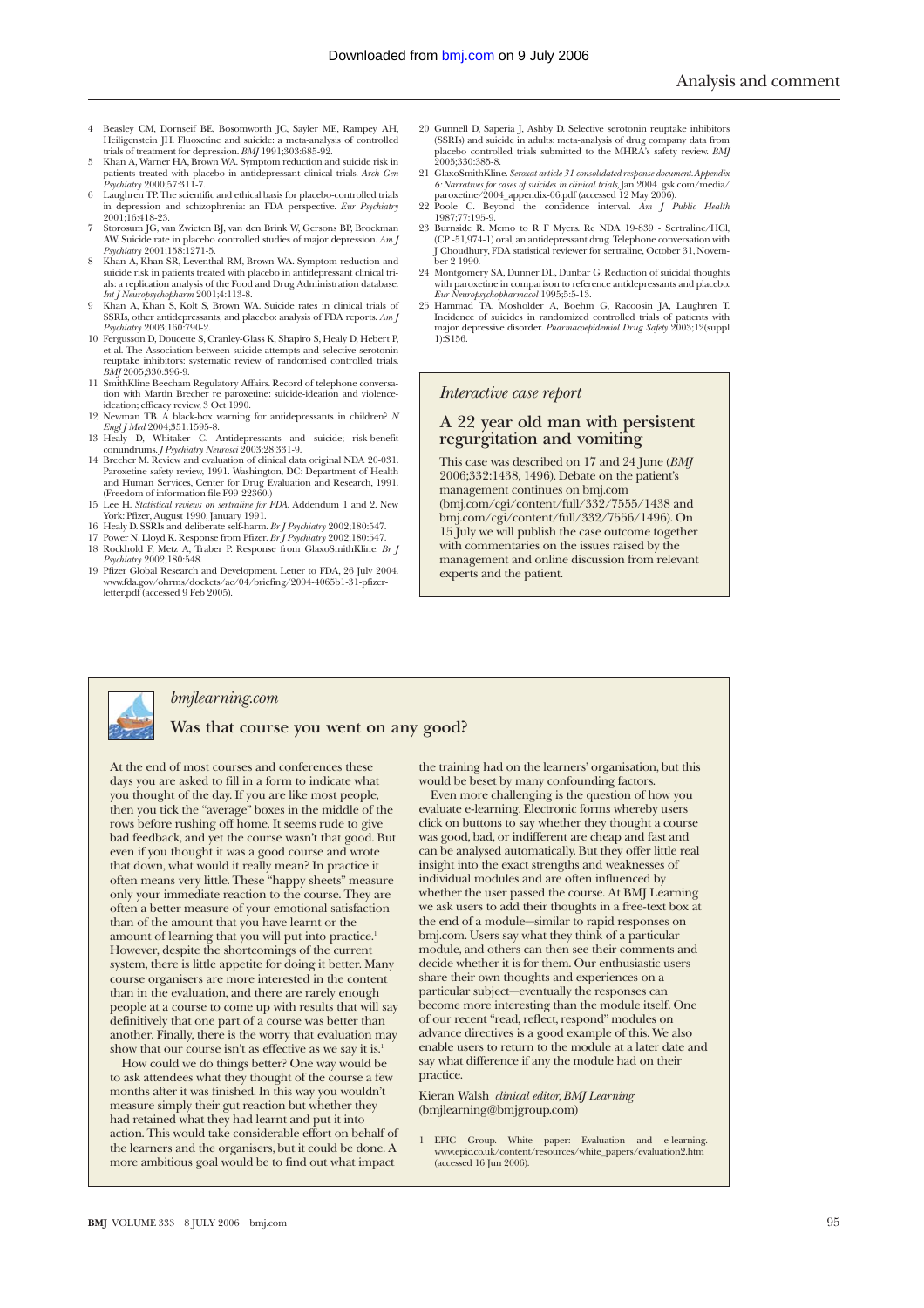4 Beasley CM, Dornseif BE, Bosomworth JC, Sayler ME, Rampey AH, Heiligenstein JH. Fluoxetine and suicide: a meta-analysis of controlled trials of treatment for depression. *BMJ* 1991;303:685-92.
5 Khan A, Warner HA, Brown WA. Symptom reduction and suicide risk in patients treated with placebo in antidepressant clinical trials. *Arch Gen Psychiatry* 2000;57:311-7.
6 Laughren TP. The scientific and ethical basis for placebo-controlled trials in depression and schizophrenia: an FDA perspective. *Eur Psychiatry* 2001;16:418-23.
7 Storosum JG, van Zwieten BJ, van den Brink W, Gersons BP, Broekman AW. Suicide rate in placebo controlled studies of major depression. *Am J Psychiatry* 2001;158:1271-5.
8 Khan A, Khan SR, Leventhal RM, Brown WA. Symptom reduction and suicide risk in patients treated with placebo in antidepressant clinical trials: a replication analysis of the Food and Drug Administration database. *Int J Neuropsychopharm* 2001;4:113-8.
9 Khan A, Khan S, Kolt S, Brown WA. Suicide rates in clinical trials of SSRIs, other antidepressants, and placebo: analysis of FDA reports. *Am J Psychiatry* 2003;160:790-2.
10 Fergusson D, Doucette S, Cranley-Glass K, Shapiro S, Healy D, Hebert P, et al. The Association between suicide attempts and selective serotonin reuptake inhibitors: systematic review of randomised controlled trials. *BMJ* 2005;330:396-9.
11 SmithKline Beecham Regulatory Affairs. Record of telephone conversation with Martin Brecher re paroxetine: suicide-ideation and-ideation; efficacy review, 3 Oct 1990.
12 Newman TB. A black-box warning for antidepressants in children? *N Engl J Med* 2004;351:1595-8.
13 Healy D, Whitaker C. Antidepressants and suicide; risk-benefit conundrums. *J Psychiatry Neurosci* 2003;28:331-9.
14 Brecher M. Review and evaluation of clinical data original NDA 20-031. Paroxetine safety review, 1991. Washington, DC: Department of Health and Human Services, Center for Drug Evaluation and Research, 1991. (Freedom of information file F99-22360.)
15 Lee H. *Statistical reviews on sertraline for FDA*. Addendum 1 and 2. New York: Pfizer, August 1990, January 1991.
16 Healy D. SSRIs and deliberate self-harm. *Br J Psychiatry* 2002;180:547.
17 Power N, Lloyd K. Response from Pfizer. *Br J Psychiatry* 2002;180:547.
18 Rockhold F, Metz A, Traber P. Response from GlaxoSmithKline. *Br J Psychiatry* 2002;180:548.
19 Pfizer Global Research and Development. Letter to FDA, 26 July 2004. www.fda.gov/ohrms/dockets/ac/04/briefing/2004-4065b1-31-pfizer-letter.pdf (accessed 9 Feb 2005).
20 Gunnell D, Saperia J, Ashby D. Selective serotonin reuptake inhibitors (SSRIs) and suicide in adults: meta-analysis of drug company data from placebo controlled trials submitted to the MHRA's safety review. *BMJ* 2005;330:385-8.
21 GlaxoSmithKline. *Seroxat article 31 consolidated response document. Appendix 6: Narratives for cases of suicides in clinical trials*, Jan 2004. gsk.com/media/paroxetine/2004_appendix-06.pdf (accessed 12 May 2006).
22 Poole C. Beyond the confidence interval. *Am J Public Health* 1987;77:195-9.
23 Burnside R. Memo to R F Myers. Re NDA 19-839 - Sertraline/HCl, (CP -51,974-1) oral, an antidepressant drug. Telephone conversation with J Choudhury, FDA statistical reviewer for sertraline, October 31, November 2 1990.
24 Montgomery SA, Dunner DL, Dunbar G. Reduction of suicidal thoughts with paroxetine in comparison to reference antidepressants and placebo. *Eur Neuropsychopharmacol* 1995;5:5-13.
25 Hammad TA, Mosholder A, Boehm G, Racoosin JA, Laughren T. Incidence of suicides in randomized controlled trials of patients with major depressive disorder. *Pharmacoepidemiol Drug Safety* 2003;12(suppl 1):S156.

*Interactive case report*

## A 22 year old man with persistent regurgitation and vomiting

This case was described on 17 and 24 June (*BMJ* 2006;332:1438, 1496). Debate on the patient's management continues on bmj.com (bmj.com/cgi/content/full/332/7555/1438 and bmj.com/cgi/content/full/332/7556/1496). On 15 July we will publish the case outcome together with commentaries on the issues raised by the management and online discussion from relevant experts and the patient.

*bmjlearning.com*

## Was that course you went on any good?

At the end of most courses and conferences these days you are asked to fill in a form to indicate what you thought of the day. If you are like most people, then you tick the "average" boxes in the middle of the rows before rushing off home. It seems rude to give bad feedback, and yet the course wasn't that good. But even if you thought it was a good course and wrote that down, what would it really mean? In practice it often means very little. These "happy sheets" measure only your immediate reaction to the course. They are often a better measure of your emotional satisfaction than of the amount that you have learnt or the amount of learning that you will put into practice.[1] However, despite the shortcomings of the current system, there is little appetite for doing it better. Many course organisers are more interested in the content than in the evaluation, and there are rarely enough people at a course to come up with results that will say definitively that one part of a course was better than another. Finally, there is the worry that evaluation may show that our course isn't as effective as we say it is.[1]

How could we do things better? One way would be to ask attendees what they thought of the course a few months after it was finished. In this way you wouldn't measure simply their gut reaction but whether they had retained what they had learnt and put it into action. This would take considerable effort on behalf of the learners and the organisers, but it could be done. A more ambitious goal would be to find out what impact the training had on the learners' organisation, but this would be beset by many confounding factors.

Even more challenging is the question of how you evaluate e-learning. Electronic forms whereby users click on buttons to say whether they thought a course was good, bad, or indifferent are cheap and fast and can be analysed automatically. But they offer little real insight into the exact strengths and weaknesses of individual modules and are often influenced by whether the user passed the course. At BMJ Learning we ask users to add their thoughts in a free-text box at the end of a module—similar to rapid responses on bmj.com. Users say what they think of a particular module, and others can then see their comments and decide whether it is for them. Our enthusiastic users share their own thoughts and experiences on a particular subject—eventually the responses can become more interesting than the module itself. One of our recent "read, reflect, respond" modules on advance directives is a good example of this. We also enable users to return to the module at a later date and say what difference if any the module had on their practice.

Kieran Walsh *clinical editor, BMJ Learning* (bmjlearning@bmjgroup.com)

1 EPIC Group. White paper: Evaluation and e-learning. www.epic.co.uk/content/resources/white_papers/evaluation2.htm (accessed 16 Jun 2006).